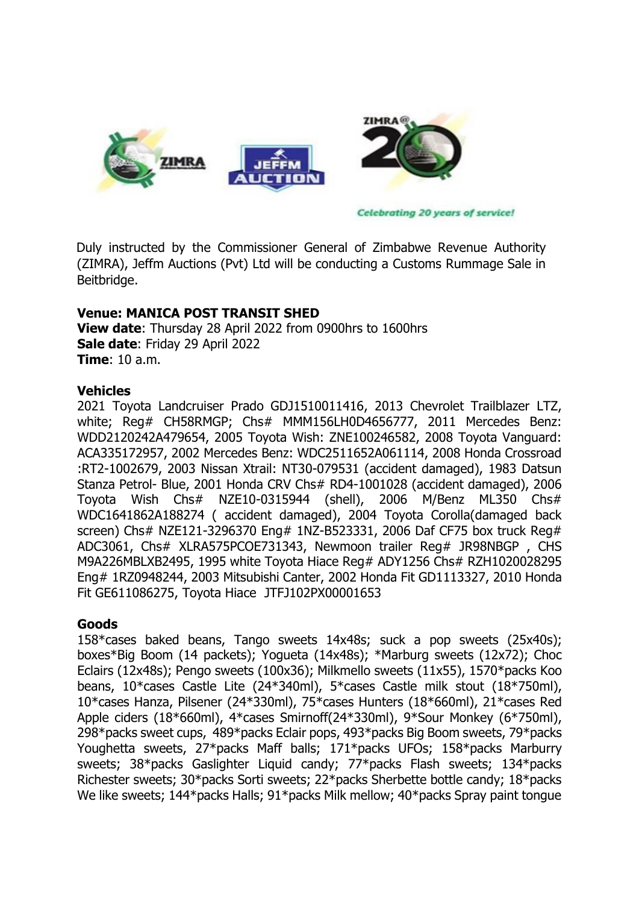Celebrating 20 years of service!

Duly instructed by the Commissioner General of Zimbabwe Revenue Authority (ZIMRA), Jeffm Auctions (Pvt) Ltd will be conducting a Customs Rummage Sale in Beitbridge.

**Venue: MANICA POST TRANSIT SHED**
**View date**: Thursday 28 April 2022 from 0900hrs to 1600hrs
**Sale date**: Friday 29 April 2022
**Time**: 10 a.m.

**Vehicles**

2021 Toyota Landcruiser Prado GDJ1510011416, 2013 Chevrolet Trailblazer LTZ, white; Reg# CH58RMGP; Chs# MMM156LH0D4656777, 2011 Mercedes Benz: WDD2120242A479654, 2005 Toyota Wish: ZNE100246582, 2008 Toyota Vanguard: ACA335172957, 2002 Mercedes Benz: WDC2511652A061114, 2008 Honda Crossroad :RT2-1002679, 2003 Nissan Xtrail: NT30-079531 (accident damaged), 1983 Datsun Stanza Petrol- Blue, 2001 Honda CRV Chs# RD4-1001028 (accident damaged), 2006 Toyota Wish Chs# NZE10-0315944 (shell), 2006 M/Benz ML350 Chs# WDC1641862A188274 ( accident damaged), 2004 Toyota Corolla(damaged back screen) Chs# NZE121-3296370 Eng# 1NZ-B523331, 2006 Daf CF75 box truck Reg# ADC3061, Chs# XLRA575PCOE731343, Newmoon trailer Reg# JR98NBGP , CHS M9A226MBLXB2495, 1995 white Toyota Hiace Reg# ADY1256 Chs# RZH1020028295 Eng# 1RZ0948244, 2003 Mitsubishi Canter, 2002 Honda Fit GD1113327, 2010 Honda Fit GE611086275, Toyota Hiace JTFJ102PX00001653

**Goods**

158*cases baked beans, Tango sweets 14x48s; suck a pop sweets (25x40s); boxes*Big Boom (14 packets); Yogueta (14x48s); *Marburg sweets (12x72); Choc Eclairs (12x48s); Pengo sweets (100x36); Milkmello sweets (11x55), 1570*packs Koo beans, 10*cases Castle Lite (24*340ml), 5*cases Castle milk stout (18*750ml), 10*cases Hanza, Pilsener (24*330ml), 75*cases Hunters (18*660ml), 21*cases Red Apple ciders (18*660ml), 4*cases Smirnoff(24*330ml), 9*Sour Monkey (6*750ml), 298*packs sweet cups, 489*packs Eclair pops, 493*packs Big Boom sweets, 79*packs Youghetta sweets, 27*packs Maff balls; 171*packs UFOs; 158*packs Marburry sweets; 38*packs Gaslighter Liquid candy; 77*packs Flash sweets; 134*packs Richester sweets; 30*packs Sorti sweets; 22*packs Sherbette bottle candy; 18*packs We like sweets; 144*packs Halls; 91*packs Milk mellow; 40*packs Spray paint tongue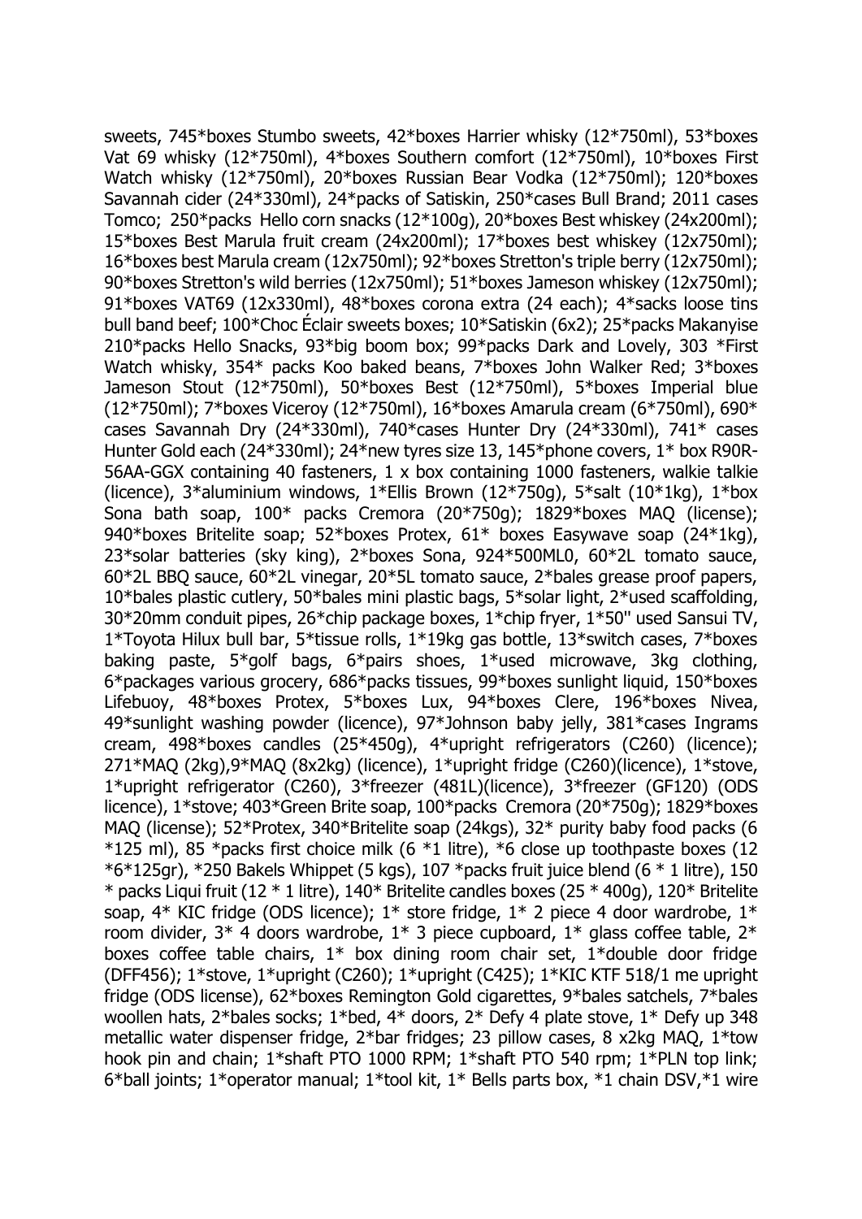sweets, 745*boxes Stumbo sweets, 42*boxes Harrier whisky (12*750ml), 53*boxes Vat 69 whisky (12*750ml), 4*boxes Southern comfort (12*750ml), 10*boxes First Watch whisky (12*750ml), 20*boxes Russian Bear Vodka (12*750ml); 120*boxes Savannah cider (24*330ml), 24*packs of Satiskin, 250*cases Bull Brand; 2011 cases Tomco; 250*packs Hello corn snacks (12*100g), 20*boxes Best whiskey (24x200ml); 15*boxes Best Marula fruit cream (24x200ml); 17*boxes best whiskey (12x750ml); 16*boxes best Marula cream (12x750ml); 92*boxes Stretton's triple berry (12x750ml); 90*boxes Stretton's wild berries (12x750ml); 51*boxes Jameson whiskey (12x750ml); 91*boxes VAT69 (12x330ml), 48*boxes corona extra (24 each); 4*sacks loose tins bull band beef; 100*Choc Éclair sweets boxes; 10*Satiskin (6x2); 25*packs Makanyise 210*packs Hello Snacks, 93*big boom box; 99*packs Dark and Lovely, 303 *First Watch whisky, 354* packs Koo baked beans, 7*boxes John Walker Red; 3*boxes Jameson Stout (12*750ml), 50*boxes Best (12*750ml), 5*boxes Imperial blue (12*750ml); 7*boxes Viceroy (12*750ml), 16*boxes Amarula cream (6*750ml), 690* cases Savannah Dry (24*330ml), 740*cases Hunter Dry (24*330ml), 741* cases Hunter Gold each (24*330ml); 24*new tyres size 13, 145*phone covers, 1* box R90R-56AA-GGX containing 40 fasteners, 1 x box containing 1000 fasteners, walkie talkie (licence), 3*aluminium windows, 1*Ellis Brown (12*750g), 5*salt (10*1kg), 1*box Sona bath soap, 100* packs Cremora (20*750g); 1829*boxes MAQ (license); 940*boxes Britelite soap; 52*boxes Protex, 61* boxes Easywave soap (24*1kg), 23*solar batteries (sky king), 2*boxes Sona, 924*500ML0, 60*2L tomato sauce, 60*2L BBQ sauce, 60*2L vinegar, 20*5L tomato sauce, 2*bales grease proof papers, 10*bales plastic cutlery, 50*bales mini plastic bags, 5*solar light, 2*used scaffolding, 30*20mm conduit pipes, 26*chip package boxes, 1*chip fryer, 1*50" used Sansui TV, 1*Toyota Hilux bull bar, 5*tissue rolls, 1*19kg gas bottle, 13*switch cases, 7*boxes baking paste, 5*golf bags, 6*pairs shoes, 1*used microwave, 3kg clothing, 6*packages various grocery, 686*packs tissues, 99*boxes sunlight liquid, 150*boxes Lifebuoy, 48*boxes Protex, 5*boxes Lux, 94*boxes Clere, 196*boxes Nivea, 49*sunlight washing powder (licence), 97*Johnson baby jelly, 381*cases Ingrams cream, 498*boxes candles (25*450g), 4*upright refrigerators (C260) (licence); 271*MAQ (2kg),9*MAQ (8x2kg) (licence), 1*upright fridge (C260)(licence), 1*stove, 1*upright refrigerator (C260), 3*freezer (481L)(licence), 3*freezer (GF120) (ODS licence), 1*stove; 403*Green Brite soap, 100*packs Cremora (20*750g); 1829*boxes MAQ (license); 52*Protex, 340*Britelite soap (24kgs), 32* purity baby food packs (6 *125 ml), 85 *packs first choice milk (6 *1 litre), *6 close up toothpaste boxes (12 *6*125gr), *250 Bakels Whippet (5 kgs), 107 *packs fruit juice blend (6 * 1 litre), 150 * packs Liqui fruit (12 * 1 litre), 140* Britelite candles boxes (25 * 400g), 120* Britelite soap, 4* KIC fridge (ODS licence); 1* store fridge, 1* 2 piece 4 door wardrobe, 1* room divider, 3* 4 doors wardrobe, 1* 3 piece cupboard, 1* glass coffee table, 2* boxes coffee table chairs, 1* box dining room chair set, 1*double door fridge (DFF456); 1*stove, 1*upright (C260); 1*upright (C425); 1*KIC KTF 518/1 me upright fridge (ODS license), 62*boxes Remington Gold cigarettes, 9*bales satchels, 7*bales woollen hats, 2*bales socks; 1*bed, 4* doors, 2* Defy 4 plate stove, 1* Defy up 348 metallic water dispenser fridge, 2*bar fridges; 23 pillow cases, 8 x2kg MAQ, 1*tow hook pin and chain; 1*shaft PTO 1000 RPM; 1*shaft PTO 540 rpm; 1*PLN top link; 6*ball joints; 1*operator manual; 1*tool kit, 1* Bells parts box, *1 chain DSV,*1 wire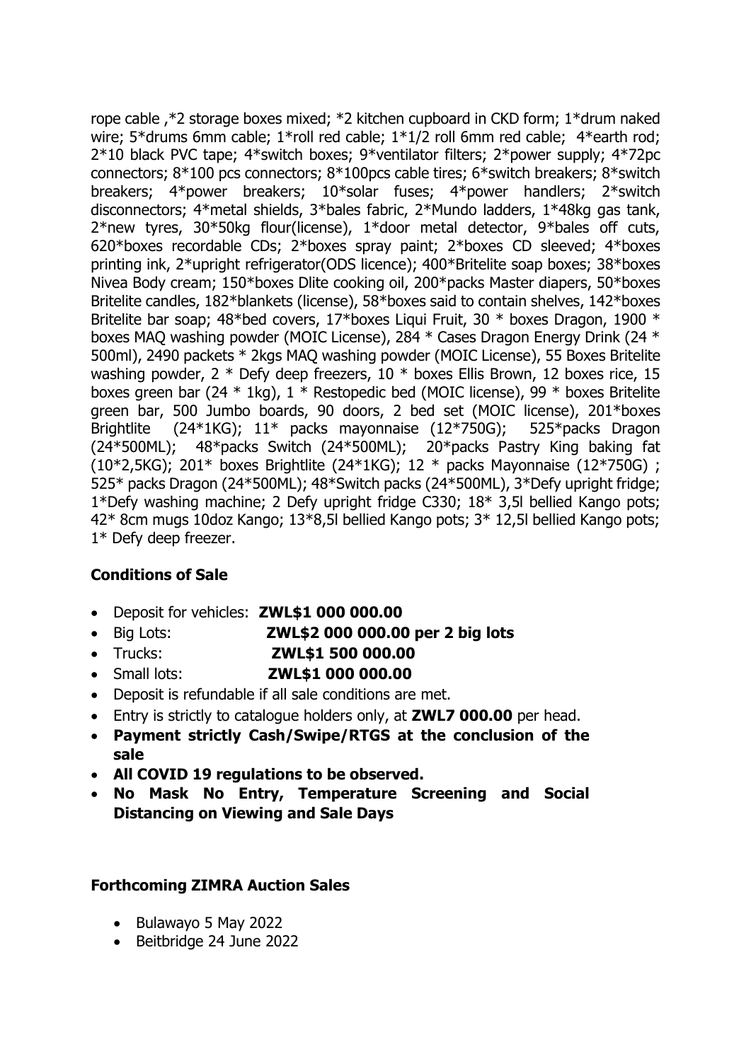rope cable ,*2 storage boxes mixed; *2 kitchen cupboard in CKD form; 1*drum naked wire; 5*drums 6mm cable; 1*roll red cable; 1*1/2 roll 6mm red cable; 4*earth rod; 2*10 black PVC tape; 4*switch boxes; 9*ventilator filters; 2*power supply; 4*72pc connectors; 8*100 pcs connectors; 8*100pcs cable tires; 6*switch breakers; 8*switch breakers; 4*power breakers; 10*solar fuses; 4*power handlers; 2*switch disconnectors; 4*metal shields, 3*bales fabric, 2*Mundo ladders, 1*48kg gas tank, 2*new tyres, 30*50kg flour(license), 1*door metal detector, 9*bales off cuts, 620*boxes recordable CDs; 2*boxes spray paint; 2*boxes CD sleeved; 4*boxes printing ink, 2*upright refrigerator(ODS licence); 400*Britelite soap boxes; 38*boxes Nivea Body cream; 150*boxes Dlite cooking oil, 200*packs Master diapers, 50*boxes Britelite candles, 182*blankets (license), 58*boxes said to contain shelves, 142*boxes Britelite bar soap; 48*bed covers, 17*boxes Liqui Fruit, 30 * boxes Dragon, 1900 * boxes MAQ washing powder (MOIC License), 284 * Cases Dragon Energy Drink (24 * 500ml), 2490 packets * 2kgs MAQ washing powder (MOIC License), 55 Boxes Britelite washing powder, 2 * Defy deep freezers, 10 * boxes Ellis Brown, 12 boxes rice, 15 boxes green bar (24 * 1kg), 1 * Restopedic bed (MOIC license), 99 * boxes Britelite green bar, 500 Jumbo boards, 90 doors, 2 bed set (MOIC license), 201*boxes Brightlite (24*1KG); 11* packs mayonnaise (12*750G); 525*packs Dragon (24*500ML); 48*packs Switch (24*500ML); 20*packs Pastry King baking fat (10*2,5KG); 201* boxes Brightlite (24*1KG); 12 * packs Mayonnaise (12*750G) ; 525* packs Dragon (24*500ML); 48*Switch packs (24*500ML), 3*Defy upright fridge; 1*Defy washing machine; 2 Defy upright fridge C330; 18* 3,5l bellied Kango pots; 42* 8cm mugs 10doz Kango; 13*8,5l bellied Kango pots; 3* 12,5l bellied Kango pots; 1* Defy deep freezer.

**Conditions of Sale**

- Deposit for vehicles: **ZWL$1 000 000.00**
- Big Lots: **ZWL$2 000 000.00 per 2 big lots**
- Trucks: **ZWL$1 500 000.00**
- Small lots: **ZWL$1 000 000.00**
- Deposit is refundable if all sale conditions are met.
- Entry is strictly to catalogue holders only, at **ZWL7 000.00** per head.
- **Payment strictly Cash/Swipe/RTGS at the conclusion of the sale**
- **All COVID 19 regulations to be observed.**
- **No Mask No Entry, Temperature Screening and Social Distancing on Viewing and Sale Days**

**Forthcoming ZIMRA Auction Sales**

- Bulawayo 5 May 2022
- Beitbridge 24 June 2022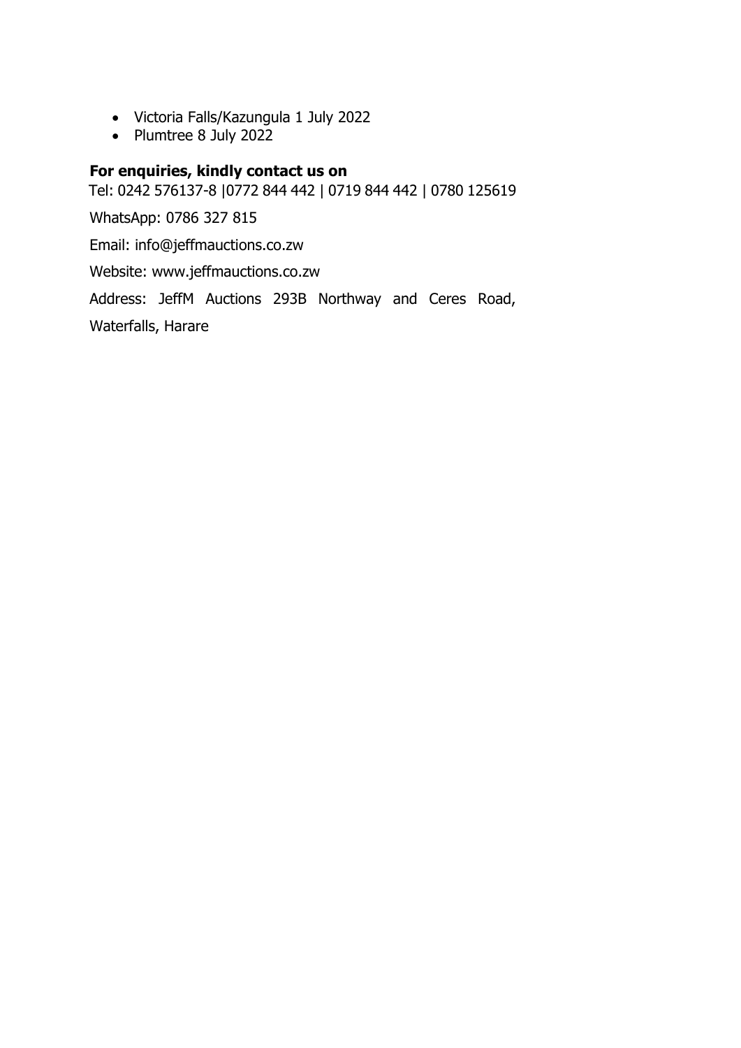- Victoria Falls/Kazungula 1 July 2022
- Plumtree 8 July 2022

**For enquiries, kindly contact us on**

Tel: 0242 576137-8 |0772 844 442 | 0719 844 442 | 0780 125619

WhatsApp: 0786 327 815

Email: info@jeffmauctions.co.zw

Website: www.jeffmauctions.co.zw

Address: JeffM Auctions 293B Northway and Ceres Road, Waterfalls, Harare